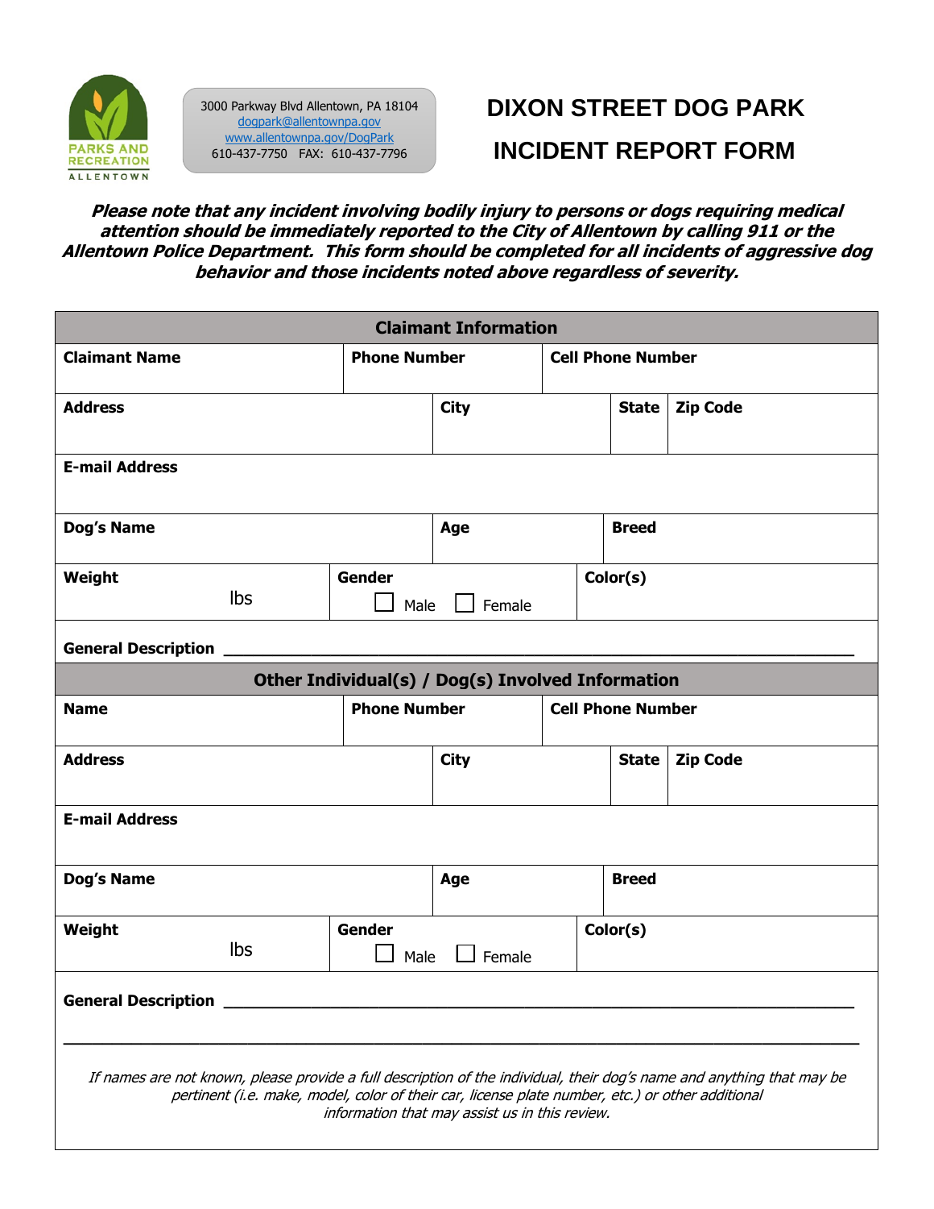PARKS AND RECREATION ALLENTOWN

3000 Parkway Blvd Allentown, PA 18104
dogpark@allentownpa.gov
www.allentownpa.gov/DogPark
610-437-7750 FAX: 610-437-7796

# DIXON STREET DOG PARK

# INCIDENT REPORT FORM

***Please note that any incident involving bodily injury to persons or dogs requiring medical attention should be immediately reported to the City of Allentown by calling 911 or the Allentown Police Department. This form should be completed for all incidents of aggressive dog behavior and those incidents noted above regardless of severity.***

## Claimant Information

| **Claimant Name** | **Phone Number** | **Cell Phone Number** | |
|---|---|---|---|
| **Address** | **City** | **State** | **Zip Code** |
| **E-mail Address** | | | |
| **Dog's Name** | **Age** | **Breed** | |
| **Weight** lbs | **Gender** ☐ Male ☐ Female | **Color(s)** | |

**General Description** ____________________________________________

## Other Individual(s) / Dog(s) Involved Information

| **Name** | **Phone Number** | **Cell Phone Number** | |
|---|---|---|---|
| **Address** | **City** | **State** | **Zip Code** |
| **E-mail Address** | | | |
| **Dog's Name** | **Age** | **Breed** | |
| **Weight** lbs | **Gender** ☐ Male ☐ Female | **Color(s)** | |

**General Description** ____________________________________________

____________________________________________

*If names are not known, please provide a full description of the individual, their dog's name and anything that may be pertinent (i.e. make, model, color of their car, license plate number, etc.) or other additional information that may assist us in this review.*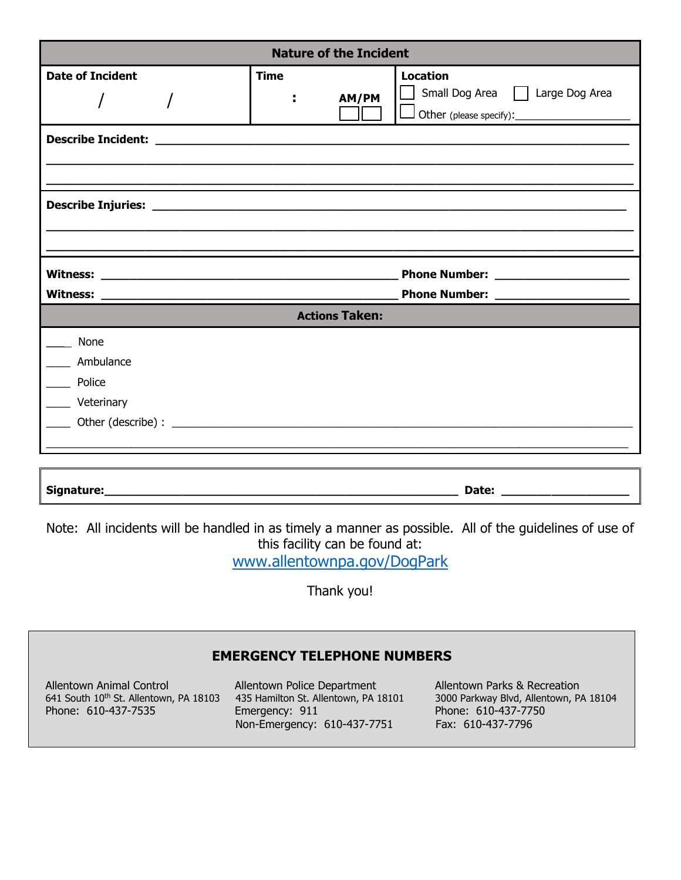## Nature of the Incident

| Date of Incident | Time | Location |
|---|---|---|
| / / | : AM/PM ☐ ☐ | ☐ Small Dog Area ☐ Large Dog Area ☐ Other (please specify):____________________ |

**Describe Incident:** ______________________________________________________________________

______________________________________________________________________________________

______________________________________________________________________________________

**Describe Injuries:** ______________________________________________________________________

______________________________________________________________________________________

______________________________________________________________________________________

**Witness:** ______________________________________________ **Phone Number:** ____________________

**Witness:** ______________________________________________ **Phone Number:** ____________________

### Actions Taken:

____ None

____ Ambulance

____ Police

____ Veterinary

____ Other (describe) : ______________________________________________________________________

______________________________________________________________________________________

**Signature:**________________________________________________________ **Date:** ____________________

Note: All incidents will be handled in as timely a manner as possible. All of the guidelines of use of this facility can be found at:
www.allentownpa.gov/DogPark

Thank you!

### EMERGENCY TELEPHONE NUMBERS

Allentown Animal Control
641 South 10th St. Allentown, PA 18103
Phone: 610-437-7535

Allentown Police Department
435 Hamilton St. Allentown, PA 18101
Emergency: 911
Non-Emergency: 610-437-7751

Allentown Parks & Recreation
3000 Parkway Blvd, Allentown, PA 18104
Phone: 610-437-7750
Fax: 610-437-7796